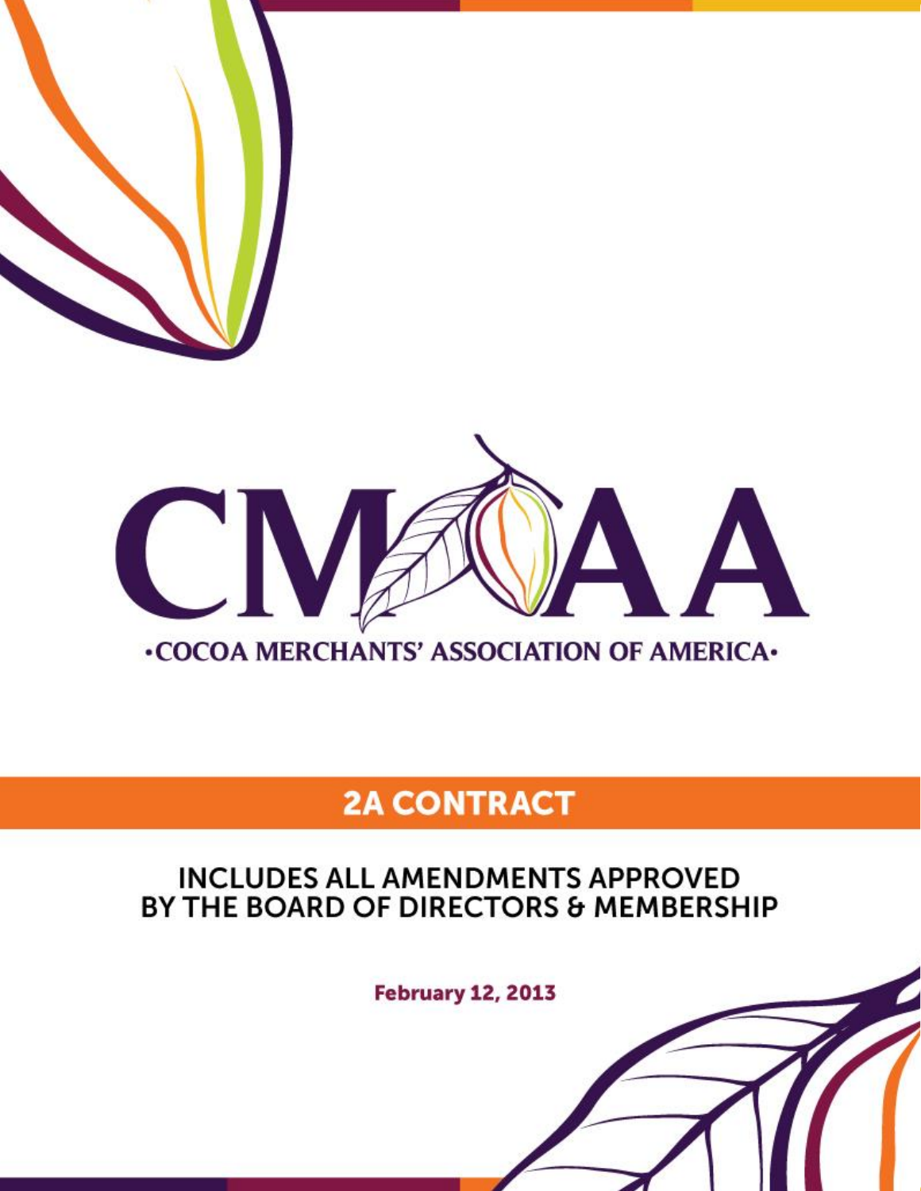# CMAA

**·COCOA MERCHANTS' ASSOCIATION OF AMERICA·**

## 2A CONTRACT

### INCLUDES ALL AMENDMENTS APPROVED BY THE BOARD OF DIRECTORS & MEMBERSHIP

**February 12, 2013**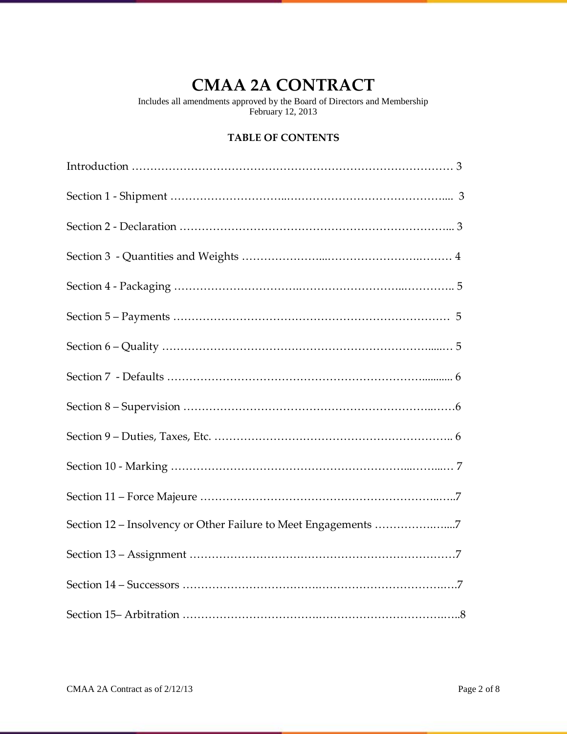# CMAA 2A CONTRACT

Includes all amendments approved by the Board of Directors and Membership
February 12, 2013

**TABLE OF CONTENTS**

Introduction ………………………………………………………………………… 3

Section 1 - Shipment ………………………..…………………………………….... 3

Section 2 - Declaration ……………………………………………………………... 3

Section 3 - Quantities and Weights …………………...……………………..……… 4

Section 4 - Packaging …………………………..……………………...………….. 5

Section 5 – Payments ……………………………………………………………… 5

Section 6 – Quality ……………………………………………………………....… 5

Section 7 - Defaults ………………………………………………………….......... 6

Section 8 – Supervision ……………………………………………………..……6

Section 9 – Duties, Taxes, Etc. ……………………….………………….………….. 6

Section 10 - Marking ……………………………………………………...……...… 7

Section 11 – Force Majeure ………………………………………………………..…..7

Section 12 – Insolvency or Other Failure to Meet Engagements ……………..…...7

Section 13 – Assignment ………………………………………………………….…7

Section 14 – Successors ……………………………….……………………………….7

Section 15– Arbitration ……………………………….………………………….…..8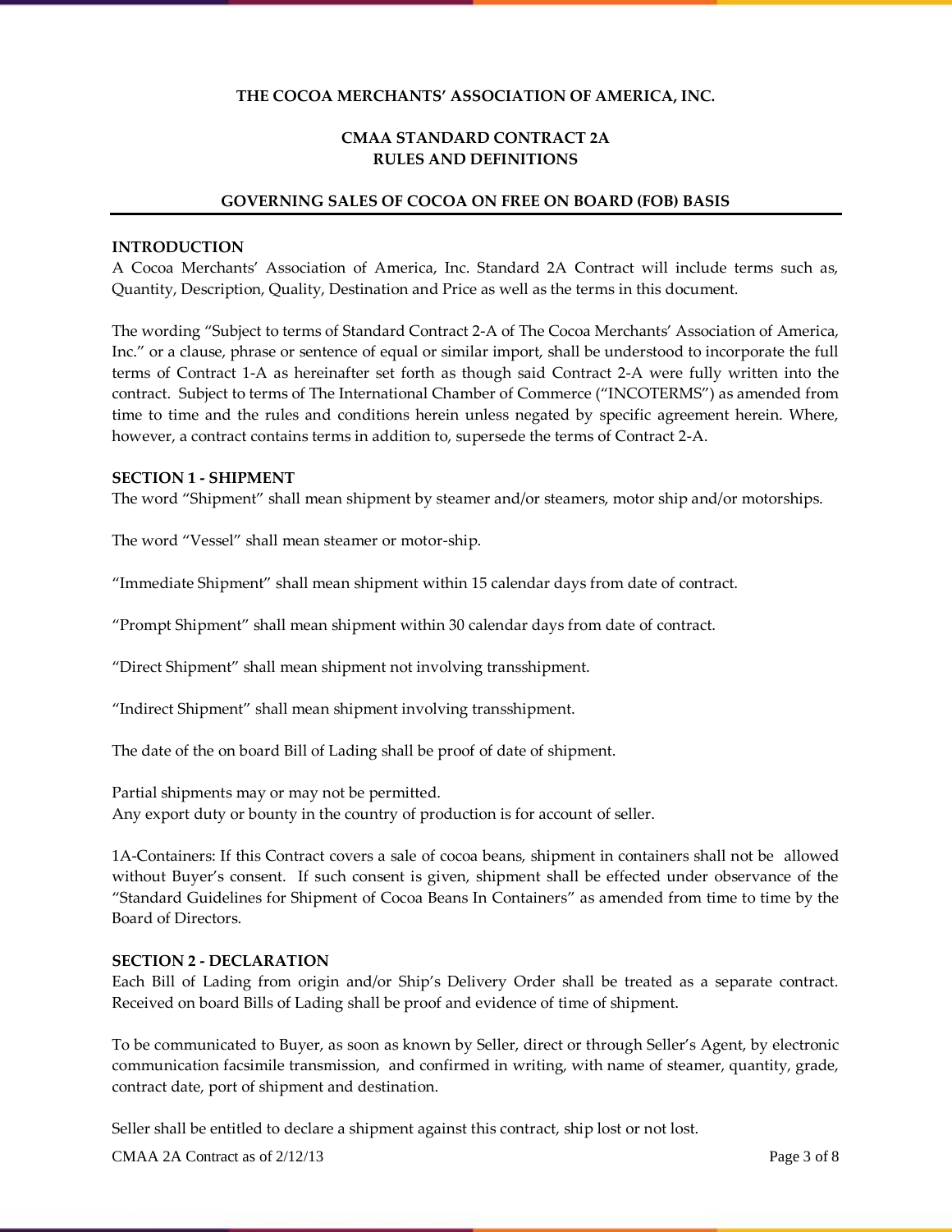**THE COCOA MERCHANTS' ASSOCIATION OF AMERICA, INC.**

**CMAA STANDARD CONTRACT 2A**
**RULES AND DEFINITIONS**

**GOVERNING SALES OF COCOA ON FREE ON BOARD (FOB) BASIS**

---

## INTRODUCTION

A Cocoa Merchants' Association of America, Inc. Standard 2A Contract will include terms such as, Quantity, Description, Quality, Destination and Price as well as the terms in this document.

The wording "Subject to terms of Standard Contract 2-A of The Cocoa Merchants' Association of America, Inc." or a clause, phrase or sentence of equal or similar import, shall be understood to incorporate the full terms of Contract 1-A as hereinafter set forth as though said Contract 2-A were fully written into the contract. Subject to terms of The International Chamber of Commerce ("INCOTERMS") as amended from time to time and the rules and conditions herein unless negated by specific agreement herein. Where, however, a contract contains terms in addition to, supersede the terms of Contract 2-A.

## SECTION 1 - SHIPMENT

The word "Shipment" shall mean shipment by steamer and/or steamers, motor ship and/or motorships.

The word "Vessel" shall mean steamer or motor-ship.

"Immediate Shipment" shall mean shipment within 15 calendar days from date of contract.

"Prompt Shipment" shall mean shipment within 30 calendar days from date of contract.

"Direct Shipment" shall mean shipment not involving transshipment.

"Indirect Shipment" shall mean shipment involving transshipment.

The date of the on board Bill of Lading shall be proof of date of shipment.

Partial shipments may or may not be permitted.
Any export duty or bounty in the country of production is for account of seller.

1A-Containers: If this Contract covers a sale of cocoa beans, shipment in containers shall not be allowed without Buyer's consent. If such consent is given, shipment shall be effected under observance of the "Standard Guidelines for Shipment of Cocoa Beans In Containers" as amended from time to time by the Board of Directors.

## SECTION 2 - DECLARATION

Each Bill of Lading from origin and/or Ship's Delivery Order shall be treated as a separate contract. Received on board Bills of Lading shall be proof and evidence of time of shipment.

To be communicated to Buyer, as soon as known by Seller, direct or through Seller's Agent, by electronic communication facsimile transmission, and confirmed in writing, with name of steamer, quantity, grade, contract date, port of shipment and destination.

Seller shall be entitled to declare a shipment against this contract, ship lost or not lost.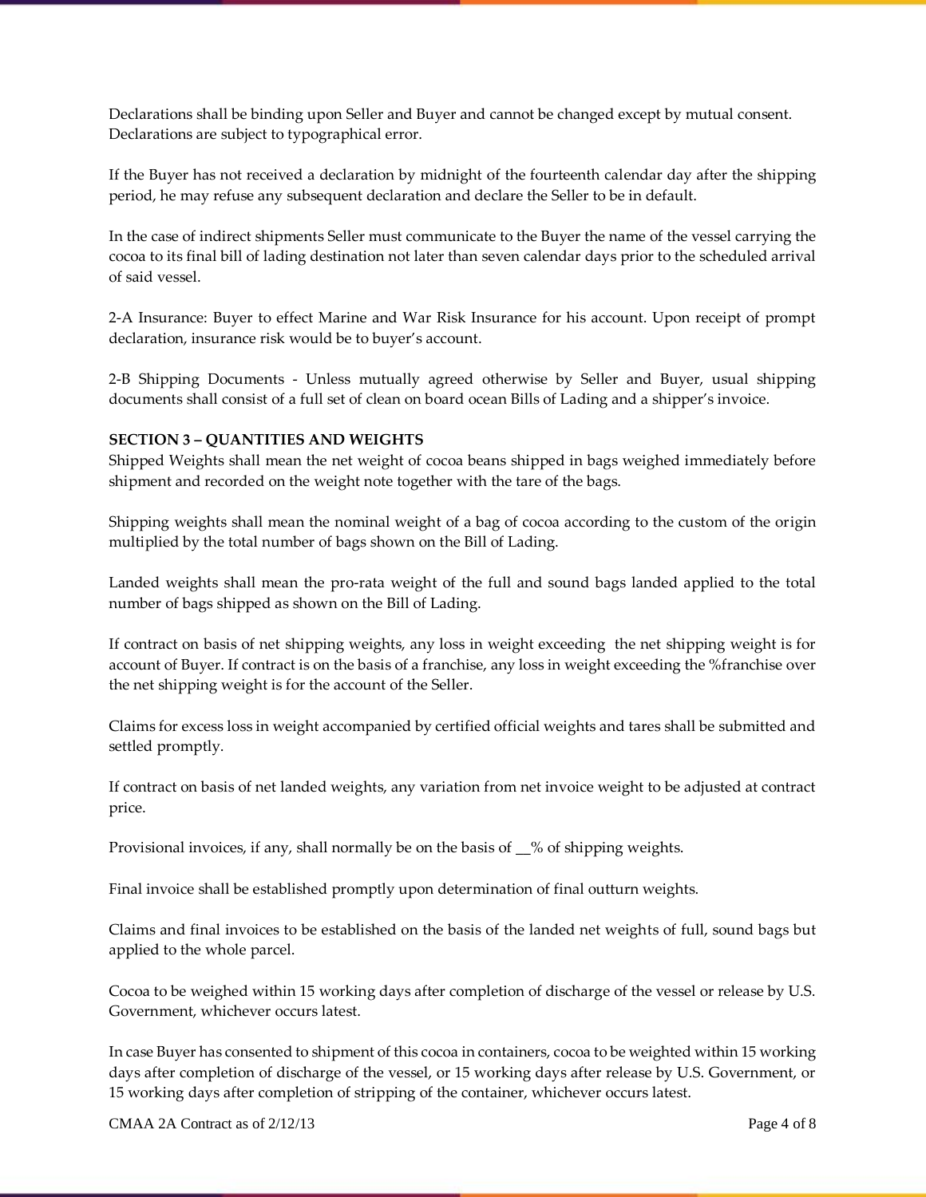Declarations shall be binding upon Seller and Buyer and cannot be changed except by mutual consent. Declarations are subject to typographical error.

If the Buyer has not received a declaration by midnight of the fourteenth calendar day after the shipping period, he may refuse any subsequent declaration and declare the Seller to be in default.

In the case of indirect shipments Seller must communicate to the Buyer the name of the vessel carrying the cocoa to its final bill of lading destination not later than seven calendar days prior to the scheduled arrival of said vessel.

2-A Insurance: Buyer to effect Marine and War Risk Insurance for his account. Upon receipt of prompt declaration, insurance risk would be to buyer's account.

2-B Shipping Documents - Unless mutually agreed otherwise by Seller and Buyer, usual shipping documents shall consist of a full set of clean on board ocean Bills of Lading and a shipper's invoice.

**SECTION 3 – QUANTITIES AND WEIGHTS**

Shipped Weights shall mean the net weight of cocoa beans shipped in bags weighed immediately before shipment and recorded on the weight note together with the tare of the bags.

Shipping weights shall mean the nominal weight of a bag of cocoa according to the custom of the origin multiplied by the total number of bags shown on the Bill of Lading.

Landed weights shall mean the pro-rata weight of the full and sound bags landed applied to the total number of bags shipped as shown on the Bill of Lading.

If contract on basis of net shipping weights, any loss in weight exceeding the net shipping weight is for account of Buyer. If contract is on the basis of a franchise, any loss in weight exceeding the %franchise over the net shipping weight is for the account of the Seller.

Claims for excess loss in weight accompanied by certified official weights and tares shall be submitted and settled promptly.

If contract on basis of net landed weights, any variation from net invoice weight to be adjusted at contract price.

Provisional invoices, if any, shall normally be on the basis of __% of shipping weights.

Final invoice shall be established promptly upon determination of final outturn weights.

Claims and final invoices to be established on the basis of the landed net weights of full, sound bags but applied to the whole parcel.

Cocoa to be weighed within 15 working days after completion of discharge of the vessel or release by U.S. Government, whichever occurs latest.

In case Buyer has consented to shipment of this cocoa in containers, cocoa to be weighted within 15 working days after completion of discharge of the vessel, or 15 working days after release by U.S. Government, or 15 working days after completion of stripping of the container, whichever occurs latest.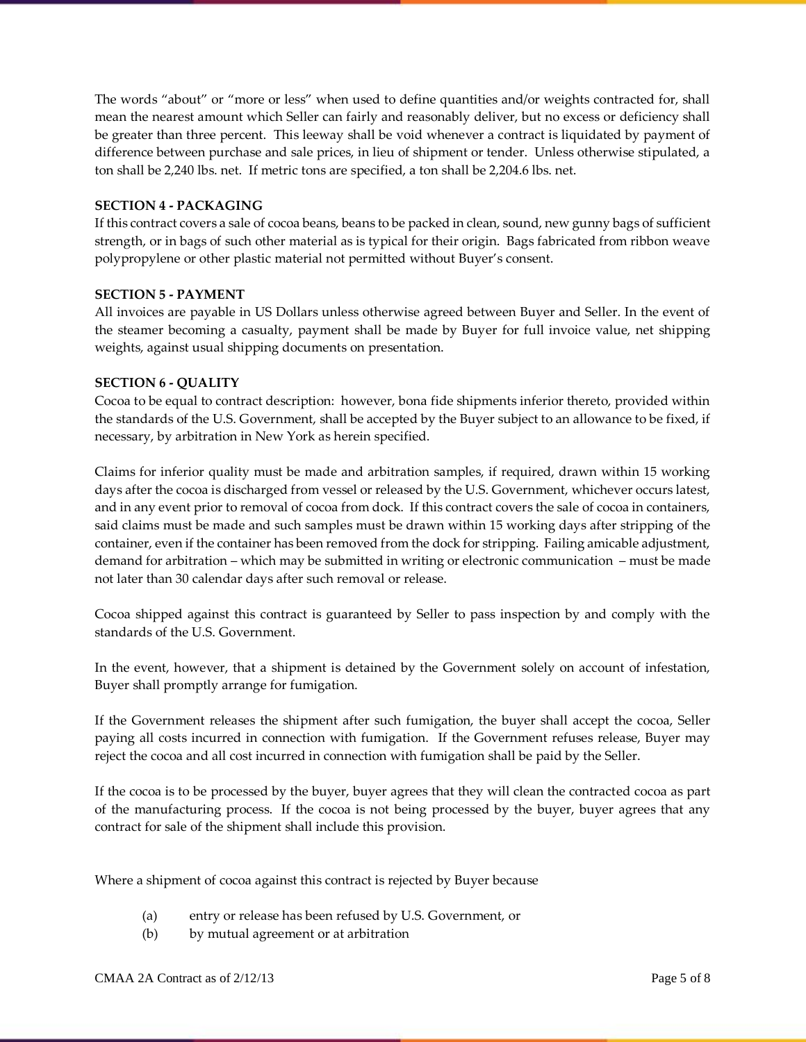The words “about” or “more or less” when used to define quantities and/or weights contracted for, shall mean the nearest amount which Seller can fairly and reasonably deliver, but no excess or deficiency shall be greater than three percent. This leeway shall be void whenever a contract is liquidated by payment of difference between purchase and sale prices, in lieu of shipment or tender. Unless otherwise stipulated, a ton shall be 2,240 lbs. net. If metric tons are specified, a ton shall be 2,204.6 lbs. net.

**SECTION 4 - PACKAGING**

If this contract covers a sale of cocoa beans, beans to be packed in clean, sound, new gunny bags of sufficient strength, or in bags of such other material as is typical for their origin. Bags fabricated from ribbon weave polypropylene or other plastic material not permitted without Buyer’s consent.

**SECTION 5 - PAYMENT**

All invoices are payable in US Dollars unless otherwise agreed between Buyer and Seller. In the event of the steamer becoming a casualty, payment shall be made by Buyer for full invoice value, net shipping weights, against usual shipping documents on presentation.

**SECTION 6 - QUALITY**

Cocoa to be equal to contract description: however, bona fide shipments inferior thereto, provided within the standards of the U.S. Government, shall be accepted by the Buyer subject to an allowance to be fixed, if necessary, by arbitration in New York as herein specified.

Claims for inferior quality must be made and arbitration samples, if required, drawn within 15 working days after the cocoa is discharged from vessel or released by the U.S. Government, whichever occurs latest, and in any event prior to removal of cocoa from dock. If this contract covers the sale of cocoa in containers, said claims must be made and such samples must be drawn within 15 working days after stripping of the container, even if the container has been removed from the dock for stripping. Failing amicable adjustment, demand for arbitration – which may be submitted in writing or electronic communication – must be made not later than 30 calendar days after such removal or release.

Cocoa shipped against this contract is guaranteed by Seller to pass inspection by and comply with the standards of the U.S. Government.

In the event, however, that a shipment is detained by the Government solely on account of infestation, Buyer shall promptly arrange for fumigation.

If the Government releases the shipment after such fumigation, the buyer shall accept the cocoa, Seller paying all costs incurred in connection with fumigation. If the Government refuses release, Buyer may reject the cocoa and all cost incurred in connection with fumigation shall be paid by the Seller.

If the cocoa is to be processed by the buyer, buyer agrees that they will clean the contracted cocoa as part of the manufacturing process. If the cocoa is not being processed by the buyer, buyer agrees that any contract for sale of the shipment shall include this provision.

Where a shipment of cocoa against this contract is rejected by Buyer because

(a) entry or release has been refused by U.S. Government, or

(b) by mutual agreement or at arbitration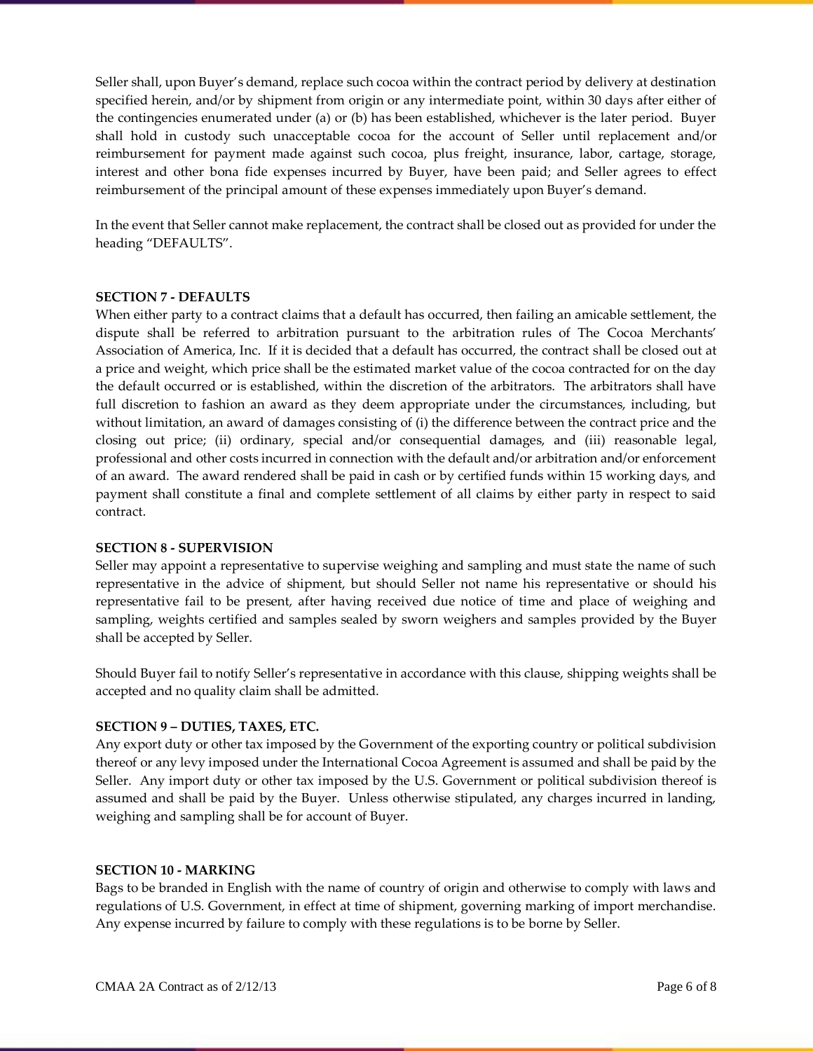Seller shall, upon Buyer's demand, replace such cocoa within the contract period by delivery at destination specified herein, and/or by shipment from origin or any intermediate point, within 30 days after either of the contingencies enumerated under (a) or (b) has been established, whichever is the later period. Buyer shall hold in custody such unacceptable cocoa for the account of Seller until replacement and/or reimbursement for payment made against such cocoa, plus freight, insurance, labor, cartage, storage, interest and other bona fide expenses incurred by Buyer, have been paid; and Seller agrees to effect reimbursement of the principal amount of these expenses immediately upon Buyer's demand.

In the event that Seller cannot make replacement, the contract shall be closed out as provided for under the heading "DEFAULTS".

**SECTION 7 - DEFAULTS**

When either party to a contract claims that a default has occurred, then failing an amicable settlement, the dispute shall be referred to arbitration pursuant to the arbitration rules of The Cocoa Merchants' Association of America, Inc. If it is decided that a default has occurred, the contract shall be closed out at a price and weight, which price shall be the estimated market value of the cocoa contracted for on the day the default occurred or is established, within the discretion of the arbitrators. The arbitrators shall have full discretion to fashion an award as they deem appropriate under the circumstances, including, but without limitation, an award of damages consisting of (i) the difference between the contract price and the closing out price; (ii) ordinary, special and/or consequential damages, and (iii) reasonable legal, professional and other costs incurred in connection with the default and/or arbitration and/or enforcement of an award. The award rendered shall be paid in cash or by certified funds within 15 working days, and payment shall constitute a final and complete settlement of all claims by either party in respect to said contract.

**SECTION 8 - SUPERVISION**

Seller may appoint a representative to supervise weighing and sampling and must state the name of such representative in the advice of shipment, but should Seller not name his representative or should his representative fail to be present, after having received due notice of time and place of weighing and sampling, weights certified and samples sealed by sworn weighers and samples provided by the Buyer shall be accepted by Seller.

Should Buyer fail to notify Seller's representative in accordance with this clause, shipping weights shall be accepted and no quality claim shall be admitted.

**SECTION 9 – DUTIES, TAXES, ETC.**

Any export duty or other tax imposed by the Government of the exporting country or political subdivision thereof or any levy imposed under the International Cocoa Agreement is assumed and shall be paid by the Seller. Any import duty or other tax imposed by the U.S. Government or political subdivision thereof is assumed and shall be paid by the Buyer. Unless otherwise stipulated, any charges incurred in landing, weighing and sampling shall be for account of Buyer.

**SECTION 10 - MARKING**

Bags to be branded in English with the name of country of origin and otherwise to comply with laws and regulations of U.S. Government, in effect at time of shipment, governing marking of import merchandise. Any expense incurred by failure to comply with these regulations is to be borne by Seller.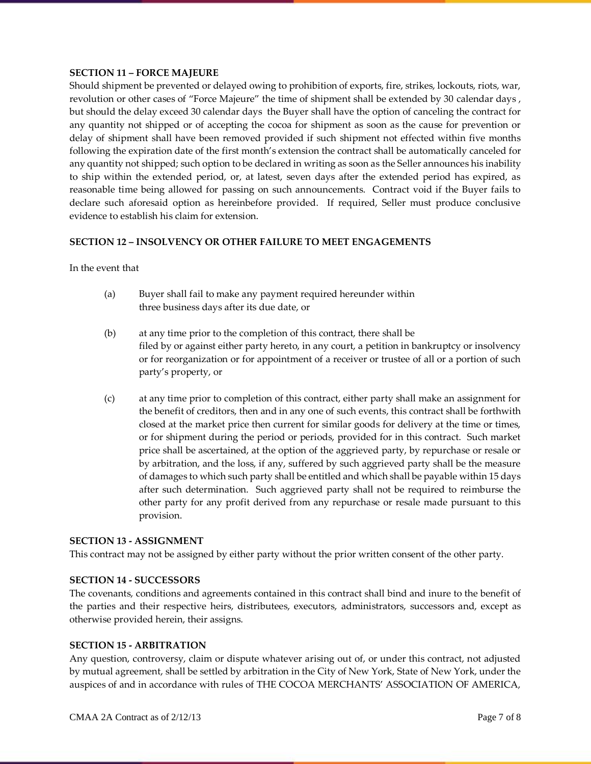**SECTION 11 – FORCE MAJEURE**

Should shipment be prevented or delayed owing to prohibition of exports, fire, strikes, lockouts, riots, war, revolution or other cases of "Force Majeure" the time of shipment shall be extended by 30 calendar days , but should the delay exceed 30 calendar days the Buyer shall have the option of canceling the contract for any quantity not shipped or of accepting the cocoa for shipment as soon as the cause for prevention or delay of shipment shall have been removed provided if such shipment not effected within five months following the expiration date of the first month's extension the contract shall be automatically canceled for any quantity not shipped; such option to be declared in writing as soon as the Seller announces his inability to ship within the extended period, or, at latest, seven days after the extended period has expired, as reasonable time being allowed for passing on such announcements. Contract void if the Buyer fails to declare such aforesaid option as hereinbefore provided. If required, Seller must produce conclusive evidence to establish his claim for extension.

**SECTION 12 – INSOLVENCY OR OTHER FAILURE TO MEET ENGAGEMENTS**

In the event that

(a) Buyer shall fail to make any payment required hereunder within three business days after its due date, or

(b) at any time prior to the completion of this contract, there shall be filed by or against either party hereto, in any court, a petition in bankruptcy or insolvency or for reorganization or for appointment of a receiver or trustee of all or a portion of such party's property, or

(c) at any time prior to completion of this contract, either party shall make an assignment for the benefit of creditors, then and in any one of such events, this contract shall be forthwith closed at the market price then current for similar goods for delivery at the time or times, or for shipment during the period or periods, provided for in this contract. Such market price shall be ascertained, at the option of the aggrieved party, by repurchase or resale or by arbitration, and the loss, if any, suffered by such aggrieved party shall be the measure of damages to which such party shall be entitled and which shall be payable within 15 days after such determination. Such aggrieved party shall not be required to reimburse the other party for any profit derived from any repurchase or resale made pursuant to this provision.

**SECTION 13 - ASSIGNMENT**

This contract may not be assigned by either party without the prior written consent of the other party.

**SECTION 14 - SUCCESSORS**

The covenants, conditions and agreements contained in this contract shall bind and inure to the benefit of the parties and their respective heirs, distributees, executors, administrators, successors and, except as otherwise provided herein, their assigns.

**SECTION 15 - ARBITRATION**

Any question, controversy, claim or dispute whatever arising out of, or under this contract, not adjusted by mutual agreement, shall be settled by arbitration in the City of New York, State of New York, under the auspices of and in accordance with rules of THE COCOA MERCHANTS' ASSOCIATION OF AMERICA,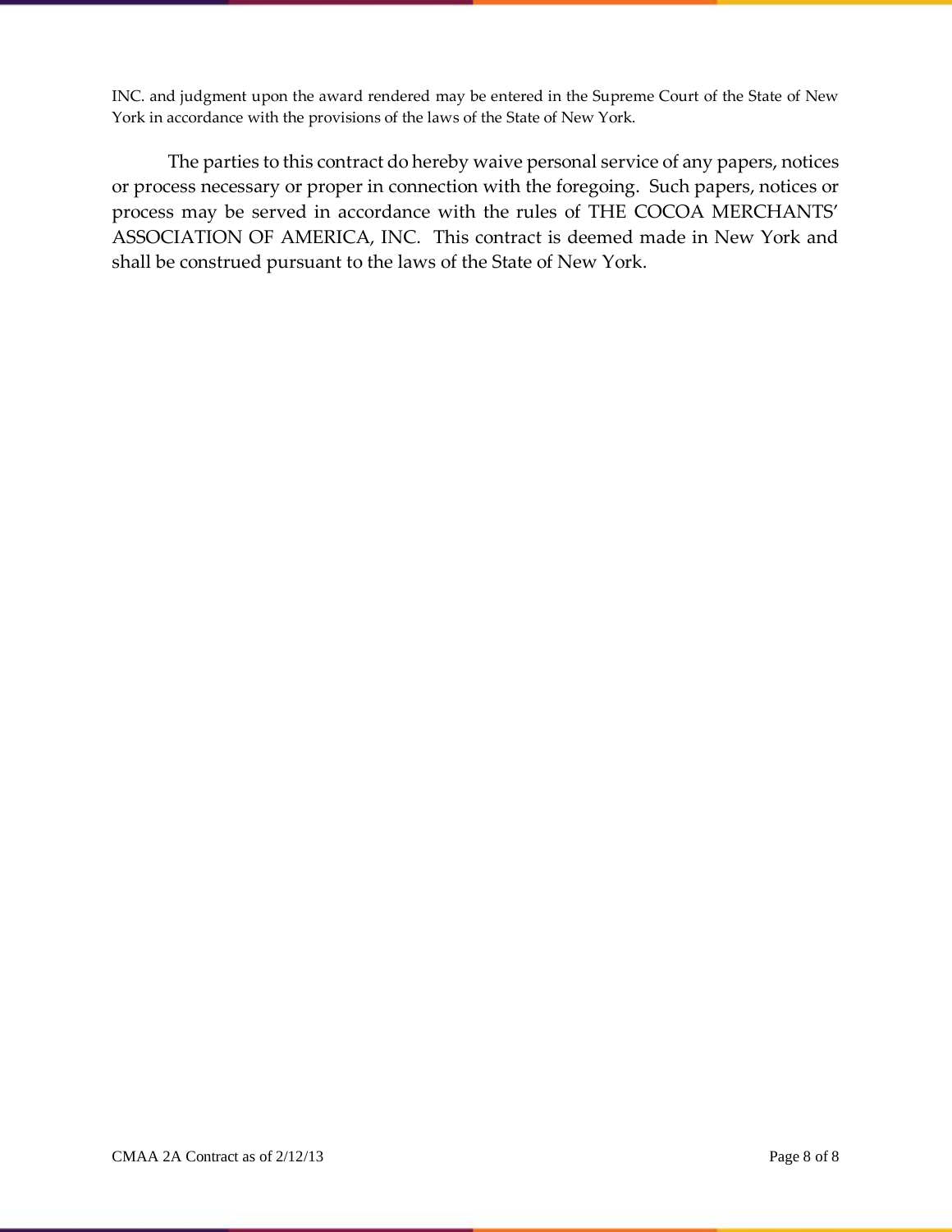INC. and judgment upon the award rendered may be entered in the Supreme Court of the State of New York in accordance with the provisions of the laws of the State of New York.

The parties to this contract do hereby waive personal service of any papers, notices or process necessary or proper in connection with the foregoing. Such papers, notices or process may be served in accordance with the rules of THE COCOA MERCHANTS' ASSOCIATION OF AMERICA, INC. This contract is deemed made in New York and shall be construed pursuant to the laws of the State of New York.